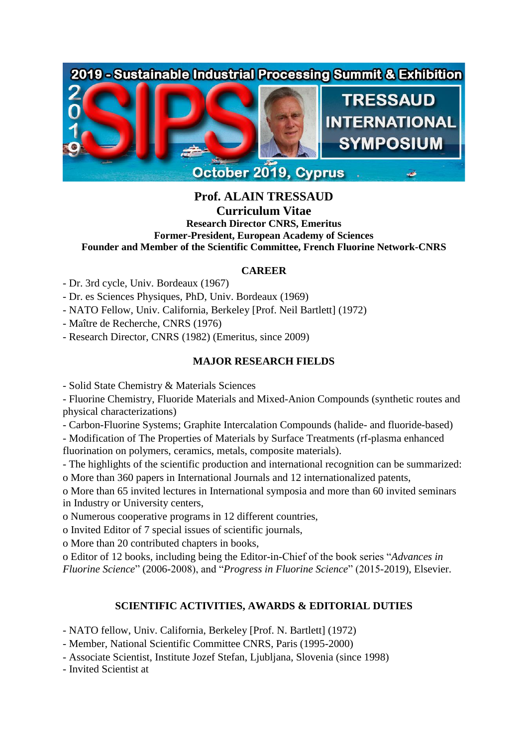# Prof. ALAIN TRESSAUD

## Curriculum Vitae

**Research Director CNRS, Emeritus**
**Former-President, European Academy of Sciences**
**Founder and Member of the Scientific Committee, French Fluorine Network-CNRS**

### CAREER

- Dr. 3rd cycle, Univ. Bordeaux (1967)
- Dr. es Sciences Physiques, PhD, Univ. Bordeaux (1969)
- NATO Fellow, Univ. California, Berkeley [Prof. Neil Bartlett] (1972)
- Maître de Recherche, CNRS (1976)
- Research Director, CNRS (1982) (Emeritus, since 2009)

### MAJOR RESEARCH FIELDS

- Solid State Chemistry & Materials Sciences
- Fluorine Chemistry, Fluoride Materials and Mixed-Anion Compounds (synthetic routes and physical characterizations)
- Carbon-Fluorine Systems; Graphite Intercalation Compounds (halide- and fluoride-based)
- Modification of The Properties of Materials by Surface Treatments (rf-plasma enhanced fluorination on polymers, ceramics, metals, composite materials).
- The highlights of the scientific production and international recognition can be summarized:
  - o More than 360 papers in International Journals and 12 internationalized patents,
  - o More than 65 invited lectures in International symposia and more than 60 invited seminars in Industry or University centers,
  - o Numerous cooperative programs in 12 different countries,
  - o Invited Editor of 7 special issues of scientific journals,
  - o More than 20 contributed chapters in books,
  - o Editor of 12 books, including being the Editor-in-Chief of the book series "*Advances in Fluorine Science*" (2006-2008), and "*Progress in Fluorine Science*" (2015-2019), Elsevier.

### SCIENTIFIC ACTIVITIES, AWARDS & EDITORIAL DUTIES

- NATO fellow, Univ. California, Berkeley [Prof. N. Bartlett] (1972)
- Member, National Scientific Committee CNRS, Paris (1995-2000)
- Associate Scientist, Institute Jozef Stefan, Ljubljana, Slovenia (since 1998)
- Invited Scientist at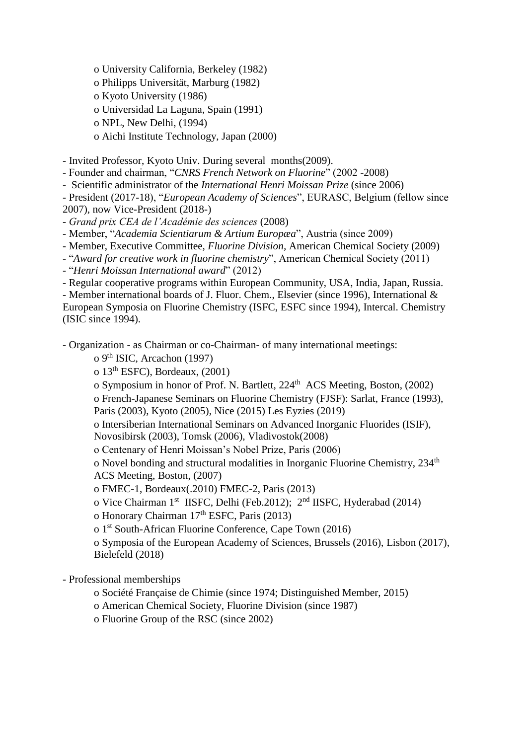o University California, Berkeley (1982)
o Philipps Universität, Marburg (1982)
o Kyoto University (1986)
o Universidad La Laguna, Spain (1991)
o NPL, New Delhi, (1994)
o Aichi Institute Technology, Japan (2000)

- Invited Professor, Kyoto Univ. During several months(2009).
- Founder and chairman, "*CNRS French Network on Fluorine*" (2002 -2008)
- Scientific administrator of the *International Henri Moissan Prize* (since 2006)
- President (2017-18), "*European Academy of Sciences*", EURASC, Belgium (fellow since 2007), now Vice-President (2018-)
- *Grand prix CEA de l'Académie des sciences* (2008)
- Member, "*Academia Scientiarum & Artium Europæa*", Austria (since 2009)
- Member, Executive Committee, *Fluorine Division*, American Chemical Society (2009)
- "*Award for creative work in fluorine chemistry*", American Chemical Society (2011)
- "*Henri Moissan International award*" (2012)
- Regular cooperative programs within European Community, USA, India, Japan, Russia.
- Member international boards of J. Fluor. Chem., Elsevier (since 1996), International & European Symposia on Fluorine Chemistry (ISFC, ESFC since 1994), Intercal. Chemistry (ISIC since 1994).

- Organization - as Chairman or co-Chairman- of many international meetings:
  o 9th ISIC, Arcachon (1997)
  o 13th ESFC), Bordeaux, (2001)
  o Symposium in honor of Prof. N. Bartlett, 224th ACS Meeting, Boston, (2002)
  o French-Japanese Seminars on Fluorine Chemistry (FJSF): Sarlat, France (1993), Paris (2003), Kyoto (2005), Nice (2015) Les Eyzies (2019)
  o Intersiberian International Seminars on Advanced Inorganic Fluorides (ISIF), Novosibirsk (2003), Tomsk (2006), Vladivostok(2008)
  o Centenary of Henri Moissan's Nobel Prize, Paris (2006)
  o Novel bonding and structural modalities in Inorganic Fluorine Chemistry, 234th ACS Meeting, Boston, (2007)
  o FMEC-1, Bordeaux(.2010) FMEC-2, Paris (2013)
  o Vice Chairman 1st IISFC, Delhi (Feb.2012); 2nd IISFC, Hyderabad (2014)
  o Honorary Chairman 17th ESFC, Paris (2013)
  o 1st South-African Fluorine Conference, Cape Town (2016)
  o Symposia of the European Academy of Sciences, Brussels (2016), Lisbon (2017), Bielefeld (2018)

- Professional memberships
  o Société Française de Chimie (since 1974; Distinguished Member, 2015)
  o American Chemical Society, Fluorine Division (since 1987)
  o Fluorine Group of the RSC (since 2002)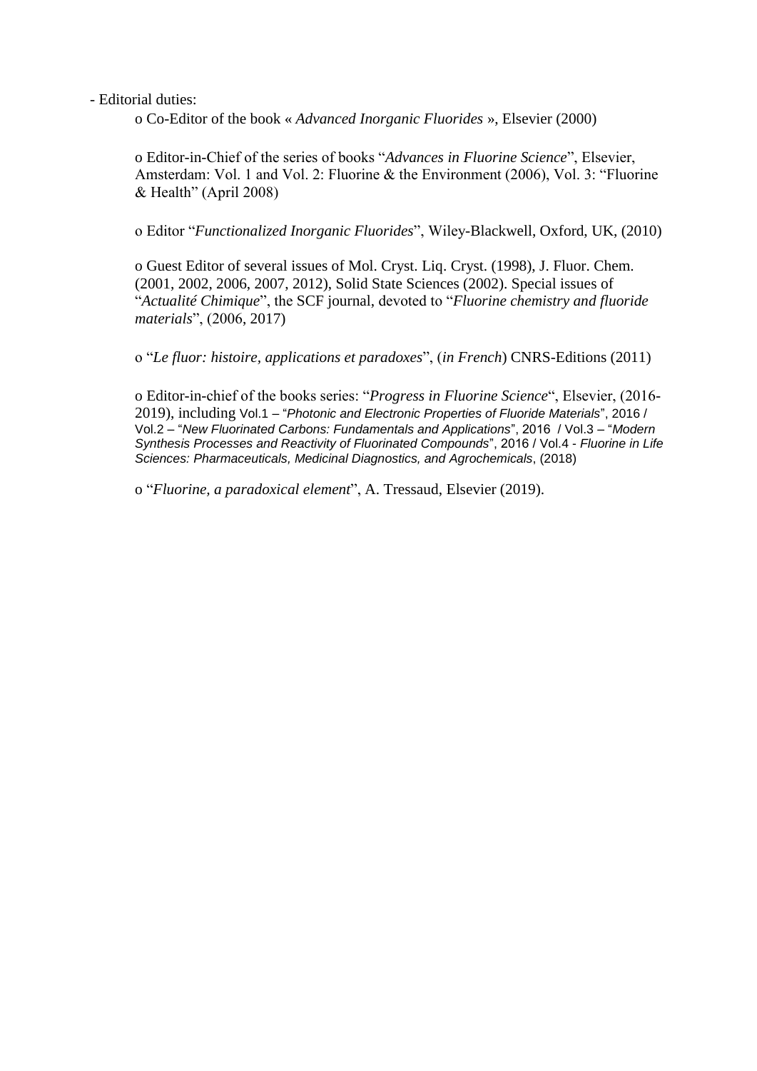- Editorial duties:

  - Co-Editor of the book « *Advanced Inorganic Fluorides* », Elsevier (2000)

  - Editor-in-Chief of the series of books "*Advances in Fluorine Science*", Elsevier, Amsterdam: Vol. 1 and Vol. 2: Fluorine & the Environment (2006), Vol. 3: "Fluorine & Health" (April 2008)

  - Editor "*Functionalized Inorganic Fluorides*", Wiley-Blackwell, Oxford, UK, (2010)

  - Guest Editor of several issues of Mol. Cryst. Liq. Cryst. (1998), J. Fluor. Chem. (2001, 2002, 2006, 2007, 2012), Solid State Sciences (2002). Special issues of "*Actualité Chimique*", the SCF journal, devoted to "*Fluorine chemistry and fluoride materials*", (2006, 2017)

  - "*Le fluor: histoire, applications et paradoxes*", (*in French*) CNRS-Editions (2011)

  - Editor-in-chief of the books series: "*Progress in Fluorine Science*", Elsevier, (2016-2019), including Vol.1 – "*Photonic and Electronic Properties of Fluoride Materials*", 2016 / Vol.2 – "*New Fluorinated Carbons: Fundamentals and Applications*", 2016 / Vol.3 – "*Modern Synthesis Processes and Reactivity of Fluorinated Compounds*", 2016 / Vol.4 - *Fluorine in Life Sciences: Pharmaceuticals, Medicinal Diagnostics, and Agrochemicals*, (2018)

  - "*Fluorine, a paradoxical element*", A. Tressaud, Elsevier (2019).